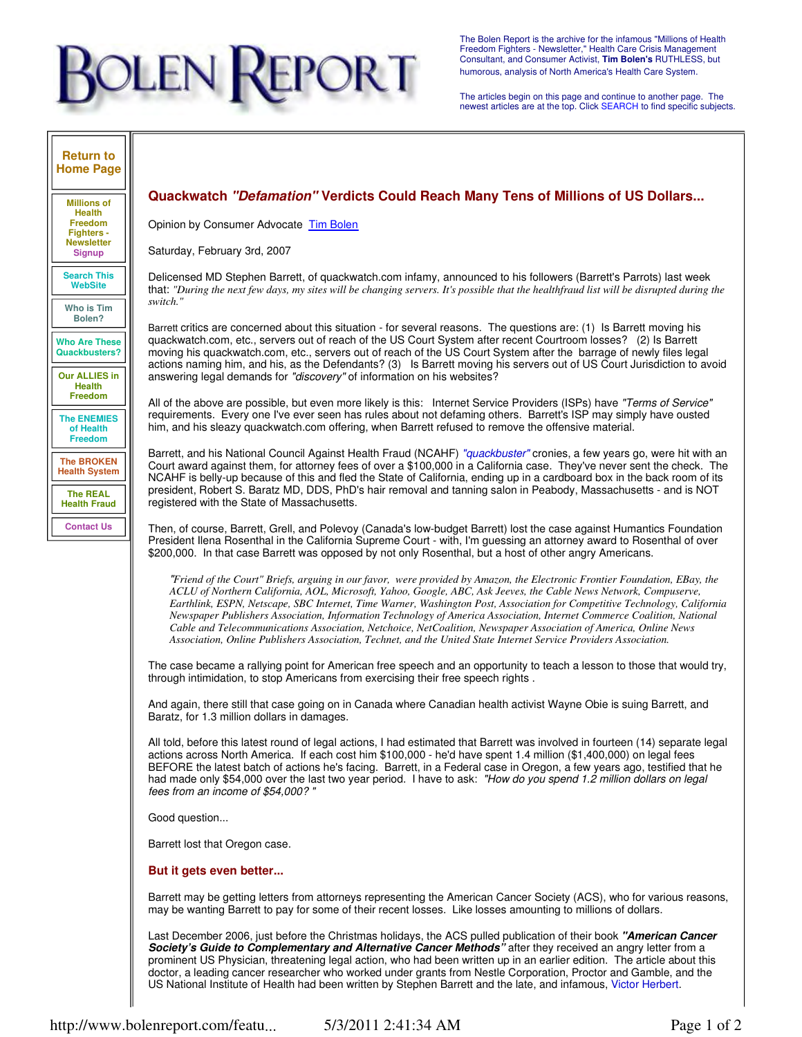# BOLEN REPORT

The Bolen Report is the archive for the infamous "Millions of Health Freedom Fighters - Newsletter," Health Care Crisis Management Consultant, and Consumer Activist, **Tim Bolen's** RUTHLESS, but humorous, analysis of North America's Health Care System.

The articles begin on this page and continue to another page. The newest articles are at the top. Click SEARCH to find specific subjects.

- Return to Home Page
- Millions of Health Freedom Fighters - Newsletter Signup
- Search This WebSite
- Who is Tim Bolen?
- Who Are These Quackbusters?
- Our ALLIES in Health Freedom
- The ENEMIES of Health Freedom
- The BROKEN Health System
- The REAL Health Fraud
- Contact Us

## Quackwatch *"Defamation"* Verdicts Could Reach Many Tens of Millions of US Dollars...

Opinion by Consumer Advocate Tim Bolen

Saturday, February 3rd, 2007

Delicensed MD Stephen Barrett, of quackwatch.com infamy, announced to his followers (Barrett's Parrots) last week that: *"During the next few days, my sites will be changing servers. It's possible that the healthfraud list will be disrupted during the switch."*

Barrett critics are concerned about this situation - for several reasons. The questions are: (1) Is Barrett moving his quackwatch.com, etc., servers out of reach of the US Court System after recent Courtroom losses? (2) Is Barrett moving his quackwatch.com, etc., servers out of reach of the US Court System after the barrage of newly files legal actions naming him, and his, as the Defendants? (3) Is Barrett moving his servers out of US Court Jurisdiction to avoid answering legal demands for *"discovery"* of information on his websites?

All of the above are possible, but even more likely is this: Internet Service Providers (ISPs) have *"Terms of Service"* requirements. Every one I've ever seen has rules about not defaming others. Barrett's ISP may simply have ousted him, and his sleazy quackwatch.com offering, when Barrett refused to remove the offensive material.

Barrett, and his National Council Against Health Fraud (NCAHF) *"quackbuster"* cronies, a few years go, were hit with an Court award against them, for attorney fees of over a $100,000 in a California case. They've never sent the check. The NCAHF is belly-up because of this and fled the State of California, ending up in a cardboard box in the back room of its president, Robert S. Baratz MD, DDS, PhD's hair removal and tanning salon in Peabody, Massachusetts - and is NOT registered with the State of Massachusetts.

Then, of course, Barrett, Grell, and Polevoy (Canada's low-budget Barrett) lost the case against Humantics Foundation President Ilena Rosenthal in the California Supreme Court - with, I'm guessing an attorney award to Rosenthal of over $200,000. In that case Barrett was opposed by not only Rosenthal, but a host of other angry Americans.

> *"Friend of the Court" Briefs, arguing in our favor, were provided by Amazon, the Electronic Frontier Foundation, EBay, the ACLU of Northern California, AOL, Microsoft, Yahoo, Google, ABC, Ask Jeeves, the Cable News Network, Compuserve, Earthlink, ESPN, Netscape, SBC Internet, Time Warner, Washington Post, Association for Competitive Technology, California Newspaper Publishers Association, Information Technology of America Association, Internet Commerce Coalition, National Cable and Telecommunications Association, Netchoice, NetCoalition, Newspaper Association of America, Online News Association, Online Publishers Association, Technet, and the United State Internet Service Providers Association.*

The case became a rallying point for American free speech and an opportunity to teach a lesson to those that would try, through intimidation, to stop Americans from exercising their free speech rights .

And again, there still that case going on in Canada where Canadian health activist Wayne Obie is suing Barrett, and Baratz, for 1.3 million dollars in damages.

All told, before this latest round of legal actions, I had estimated that Barrett was involved in fourteen (14) separate legal actions across North America. If each cost him $100,000 - he'd have spent 1.4 million ($1,400,000) on legal fees BEFORE the latest batch of actions he's facing. Barrett, in a Federal case in Oregon, a few years ago, testified that he had made only $54,000 over the last two year period. I have to ask: *"How do you spend 1.2 million dollars on legal fees from an income of $54,000? "*

Good question...

Barrett lost that Oregon case.

### But it gets even better...

Barrett may be getting letters from attorneys representing the American Cancer Society (ACS), who for various reasons, may be wanting Barrett to pay for some of their recent losses. Like losses amounting to millions of dollars.

Last December 2006, just before the Christmas holidays, the ACS pulled publication of their book ***"American Cancer Society's Guide to Complementary and Alternative Cancer Methods"*** after they received an angry letter from a prominent US Physician, threatening legal action, who had been written up in an earlier edition. The article about this doctor, a leading cancer researcher who worked under grants from Nestle Corporation, Proctor and Gamble, and the US National Institute of Health had been written by Stephen Barrett and the late, and infamous, Victor Herbert.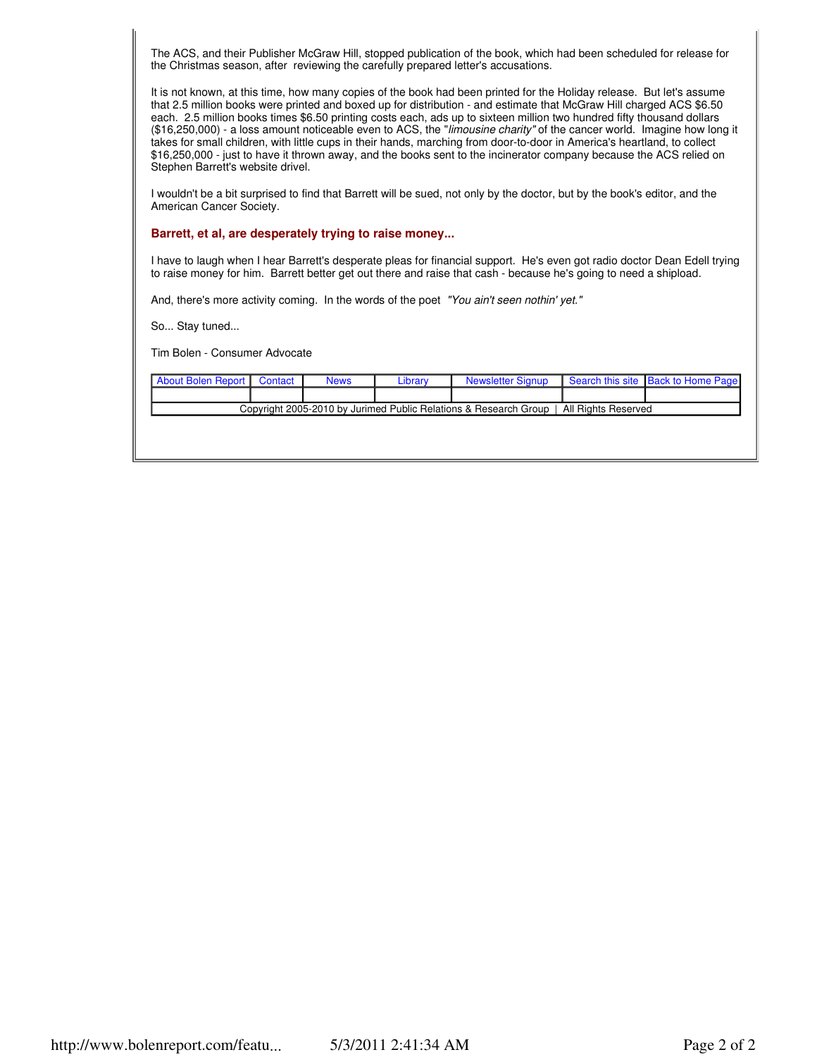The ACS, and their Publisher McGraw Hill, stopped publication of the book, which had been scheduled for release for the Christmas season, after reviewing the carefully prepared letter's accusations.

It is not known, at this time, how many copies of the book had been printed for the Holiday release. But let's assume that 2.5 million books were printed and boxed up for distribution - and estimate that McGraw Hill charged ACS $6.50 each. 2.5 million books times $6.50 printing costs each, ads up to sixteen million two hundred fifty thousand dollars ($16,250,000) - a loss amount noticeable even to ACS, the "*limousine charity"* of the cancer world. Imagine how long it takes for small children, with little cups in their hands, marching from door-to-door in America's heartland, to collect $16,250,000 - just to have it thrown away, and the books sent to the incinerator company because the ACS relied on Stephen Barrett's website drivel.

I wouldn't be a bit surprised to find that Barrett will be sued, not only by the doctor, but by the book's editor, and the American Cancer Society.

### Barrett, et al, are desperately trying to raise money...

I have to laugh when I hear Barrett's desperate pleas for financial support. He's even got radio doctor Dean Edell trying to raise money for him. Barrett better get out there and raise that cash - because he's going to need a shipload.

And, there's more activity coming. In the words of the poet *"You ain't seen nothin' yet."*

So... Stay tuned...

Tim Bolen - Consumer Advocate

| About Bolen Report | Contact | News | Library | Newsletter Signup | Search this site | Back to Home Page |
|---|---|---|---|---|---|---|
| | | | | | | |
| Copyright 2005-2010 by Jurimed Public Relations & Research Group \| All Rights Reserved | | | | | | |